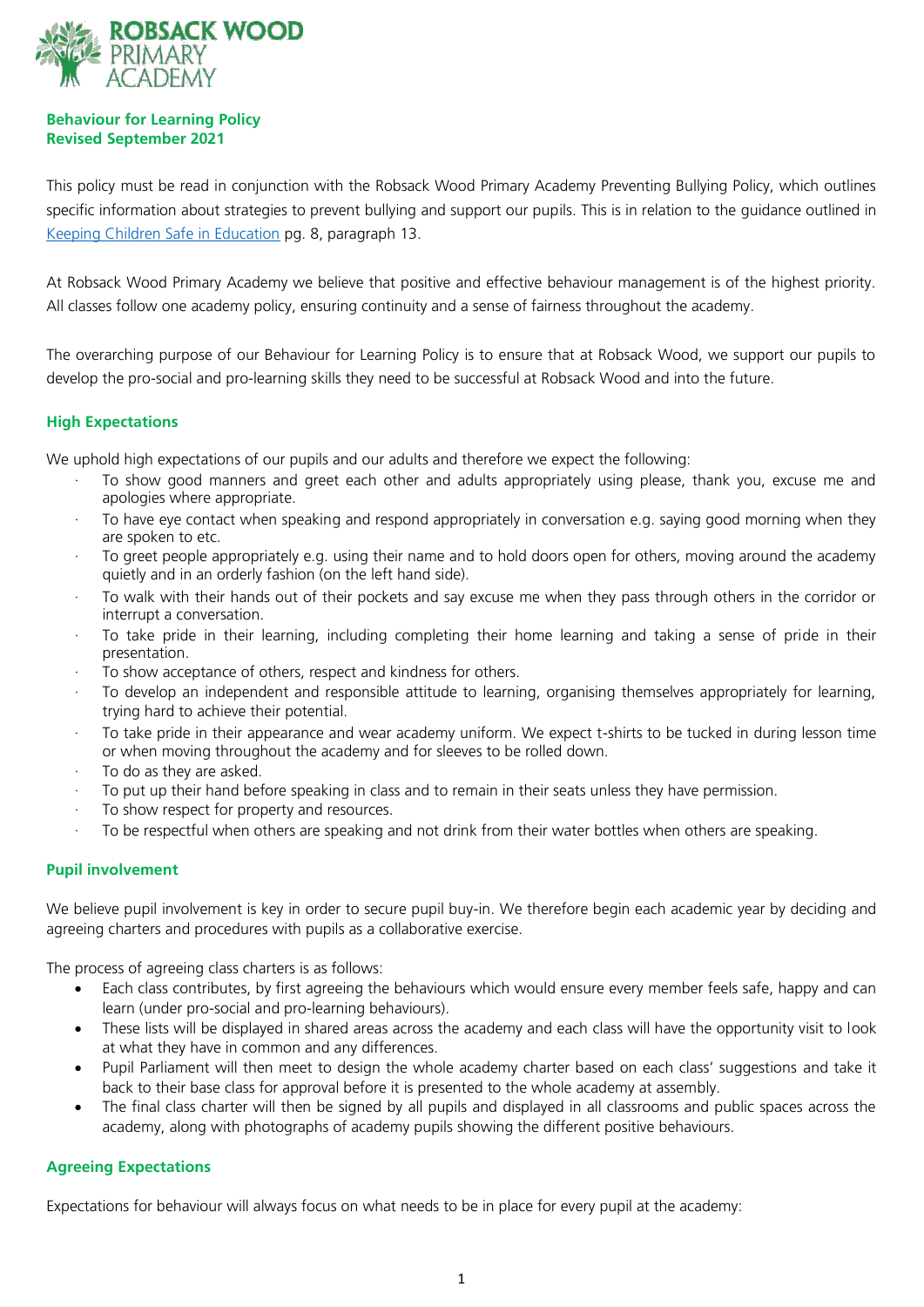ROBSACK WOOD PRIMARY ACADEMY

**Behaviour for Learning Policy**
**Revised September 2021**

This policy must be read in conjunction with the Robsack Wood Primary Academy Preventing Bullying Policy, which outlines specific information about strategies to prevent bullying and support our pupils. This is in relation to the guidance outlined in Keeping Children Safe in Education pg. 8, paragraph 13.

At Robsack Wood Primary Academy we believe that positive and effective behaviour management is of the highest priority. All classes follow one academy policy, ensuring continuity and a sense of fairness throughout the academy.

The overarching purpose of our Behaviour for Learning Policy is to ensure that at Robsack Wood, we support our pupils to develop the pro-social and pro-learning skills they need to be successful at Robsack Wood and into the future.

## High Expectations

We uphold high expectations of our pupils and our adults and therefore we expect the following:

- To show good manners and greet each other and adults appropriately using please, thank you, excuse me and apologies where appropriate.
- To have eye contact when speaking and respond appropriately in conversation e.g. saying good morning when they are spoken to etc.
- To greet people appropriately e.g. using their name and to hold doors open for others, moving around the academy quietly and in an orderly fashion (on the left hand side).
- To walk with their hands out of their pockets and say excuse me when they pass through others in the corridor or interrupt a conversation.
- To take pride in their learning, including completing their home learning and taking a sense of pride in their presentation.
- To show acceptance of others, respect and kindness for others.
- To develop an independent and responsible attitude to learning, organising themselves appropriately for learning, trying hard to achieve their potential.
- To take pride in their appearance and wear academy uniform. We expect t-shirts to be tucked in during lesson time or when moving throughout the academy and for sleeves to be rolled down.
- To do as they are asked.
- To put up their hand before speaking in class and to remain in their seats unless they have permission.
- To show respect for property and resources.
- To be respectful when others are speaking and not drink from their water bottles when others are speaking.

## Pupil involvement

We believe pupil involvement is key in order to secure pupil buy-in. We therefore begin each academic year by deciding and agreeing charters and procedures with pupils as a collaborative exercise.

The process of agreeing class charters is as follows:

- Each class contributes, by first agreeing the behaviours which would ensure every member feels safe, happy and can learn (under pro-social and pro-learning behaviours).
- These lists will be displayed in shared areas across the academy and each class will have the opportunity visit to look at what they have in common and any differences.
- Pupil Parliament will then meet to design the whole academy charter based on each class' suggestions and take it back to their base class for approval before it is presented to the whole academy at assembly.
- The final class charter will then be signed by all pupils and displayed in all classrooms and public spaces across the academy, along with photographs of academy pupils showing the different positive behaviours.

## Agreeing Expectations

Expectations for behaviour will always focus on what needs to be in place for every pupil at the academy: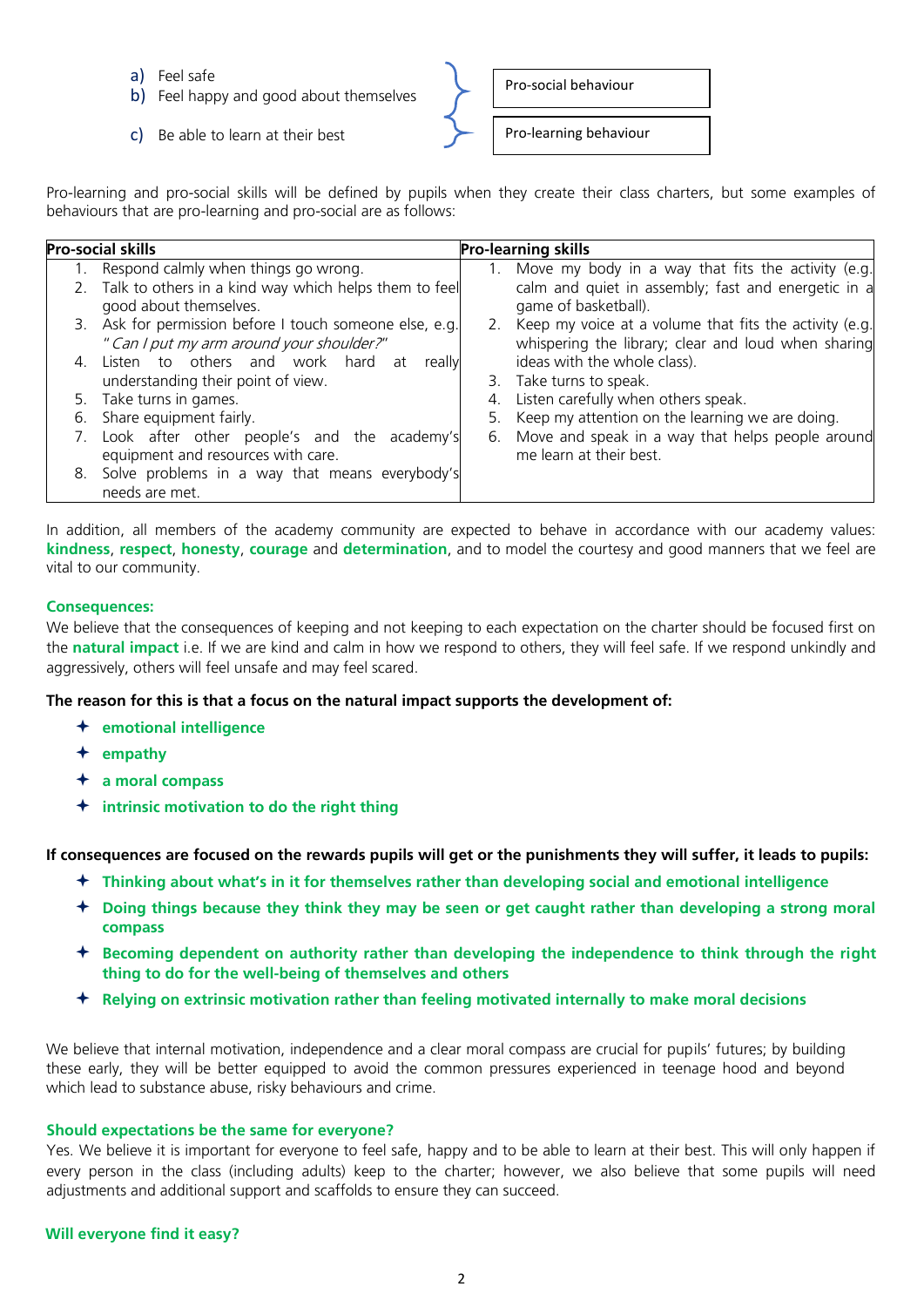a) Feel safe
b) Feel happy and good about themselves
c) Be able to learn at their best

a) and b): Pro-social behaviour
c): Pro-learning behaviour

Pro-learning and pro-social skills will be defined by pupils when they create their class charters, but some examples of behaviours that are pro-learning and pro-social are as follows:

| Pro-social skills | Pro-learning skills |
|---|---|
| 1. Respond calmly when things go wrong.<br>2. Talk to others in a kind way which helps them to feel good about themselves.<br>3. Ask for permission before I touch someone else, e.g. *"Can I put my arm around your shoulder?"*<br>4. Listen to others and work hard at really understanding their point of view.<br>5. Take turns in games.<br>6. Share equipment fairly.<br>7. Look after other people's and the academy's equipment and resources with care.<br>8. Solve problems in a way that means everybody's needs are met. | 1. Move my body in a way that fits the activity (e.g. calm and quiet in assembly; fast and energetic in a game of basketball).<br>2. Keep my voice at a volume that fits the activity (e.g. whispering the library; clear and loud when sharing ideas with the whole class).<br>3. Take turns to speak.<br>4. Listen carefully when others speak.<br>5. Keep my attention on the learning we are doing.<br>6. Move and speak in a way that helps people around me learn at their best. |

In addition, all members of the academy community are expected to behave in accordance with our academy values: **kindness**, **respect**, **honesty**, **courage** and **determination**, and to model the courtesy and good manners that we feel are vital to our community.

**Consequences:**

We believe that the consequences of keeping and not keeping to each expectation on the charter should be focused first on the **natural impact** i.e. If we are kind and calm in how we respond to others, they will feel safe. If we respond unkindly and aggressively, others will feel unsafe and may feel scared.

**The reason for this is that a focus on the natural impact supports the development of:**

- **emotional intelligence**
- **empathy**
- **a moral compass**
- **intrinsic motivation to do the right thing**

**If consequences are focused on the rewards pupils will get or the punishments they will suffer, it leads to pupils:**

- **Thinking about what's in it for themselves rather than developing social and emotional intelligence**
- **Doing things because they think they may be seen or get caught rather than developing a strong moral compass**
- **Becoming dependent on authority rather than developing the independence to think through the right thing to do for the well-being of themselves and others**
- **Relying on extrinsic motivation rather than feeling motivated internally to make moral decisions**

We believe that internal motivation, independence and a clear moral compass are crucial for pupils' futures; by building these early, they will be better equipped to avoid the common pressures experienced in teenage hood and beyond which lead to substance abuse, risky behaviours and crime.

**Should expectations be the same for everyone?**

Yes. We believe it is important for everyone to feel safe, happy and to be able to learn at their best. This will only happen if every person in the class (including adults) keep to the charter; however, we also believe that some pupils will need adjustments and additional support and scaffolds to ensure they can succeed.

**Will everyone find it easy?**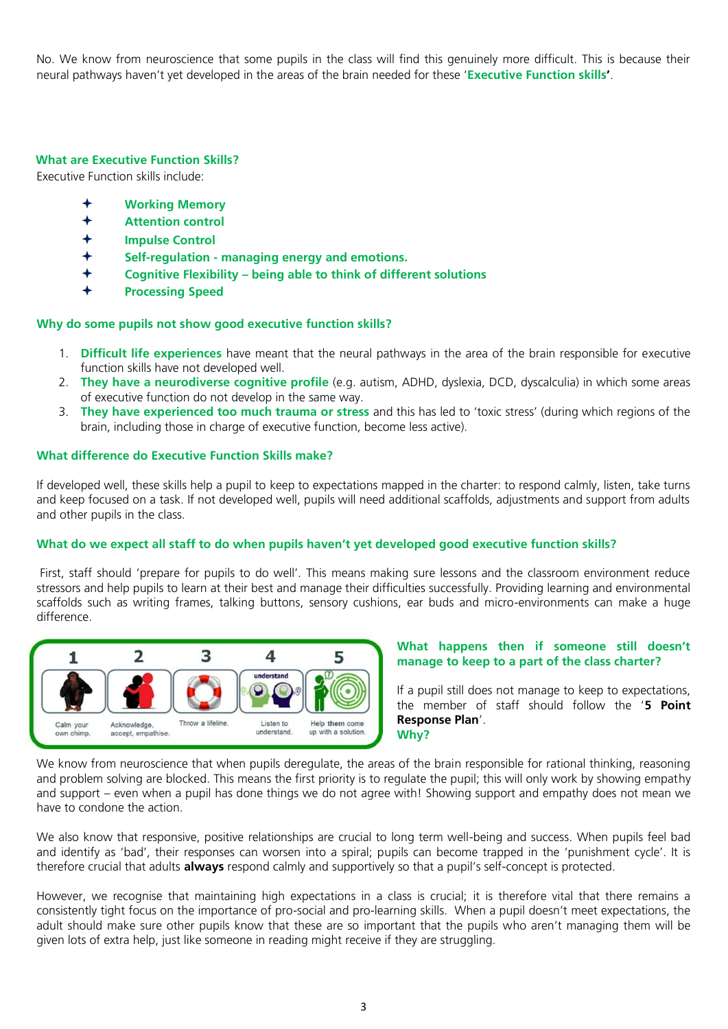No. We know from neuroscience that some pupils in the class will find this genuinely more difficult. This is because their neural pathways haven't yet developed in the areas of the brain needed for these '**Executive Function skills'**.

### What are Executive Function Skills?

Executive Function skills include:

- **Working Memory**
- **Attention control**
- **Impulse Control**
- **Self-regulation - managing energy and emotions.**
- **Cognitive Flexibility – being able to think of different solutions**
- **Processing Speed**

### Why do some pupils not show good executive function skills?

1. **Difficult life experiences** have meant that the neural pathways in the area of the brain responsible for executive function skills have not developed well.
2. **They have a neurodiverse cognitive profile** (e.g. autism, ADHD, dyslexia, DCD, dyscalculia) in which some areas of executive function do not develop in the same way.
3. **They have experienced too much trauma or stress** and this has led to 'toxic stress' (during which regions of the brain, including those in charge of executive function, become less active).

### What difference do Executive Function Skills make?

If developed well, these skills help a pupil to keep to expectations mapped in the charter: to respond calmly, listen, take turns and keep focused on a task. If not developed well, pupils will need additional scaffolds, adjustments and support from adults and other pupils in the class.

### What do we expect all staff to do when pupils haven't yet developed good executive function skills?

First, staff should 'prepare for pupils to do well'. This means making sure lessons and the classroom environment reduce stressors and help pupils to learn at their best and manage their difficulties successfully. Providing learning and environmental scaffolds such as writing frames, talking buttons, sensory cushions, ear buds and micro-environments can make a huge difference.

| 1 | 2 | 3 | 4 | 5 |
|---|---|---|---|---|
| Calm your own chimp. | Acknowledge, accept, empathise. | Throw a lifeline. | Listen to understand. | Help them come up with a solution. |

### What happens then if someone still doesn't manage to keep to a part of the class charter?

If a pupil still does not manage to keep to expectations, the member of staff should follow the '**5 Point Response Plan**'.

### Why?

We know from neuroscience that when pupils deregulate, the areas of the brain responsible for rational thinking, reasoning and problem solving are blocked. This means the first priority is to regulate the pupil; this will only work by showing empathy and support – even when a pupil has done things we do not agree with! Showing support and empathy does not mean we have to condone the action.

We also know that responsive, positive relationships are crucial to long term well-being and success. When pupils feel bad and identify as 'bad', their responses can worsen into a spiral; pupils can become trapped in the 'punishment cycle'. It is therefore crucial that adults **always** respond calmly and supportively so that a pupil's self-concept is protected.

However, we recognise that maintaining high expectations in a class is crucial; it is therefore vital that there remains a consistently tight focus on the importance of pro-social and pro-learning skills. When a pupil doesn't meet expectations, the adult should make sure other pupils know that these are so important that the pupils who aren't managing them will be given lots of extra help, just like someone in reading might receive if they are struggling.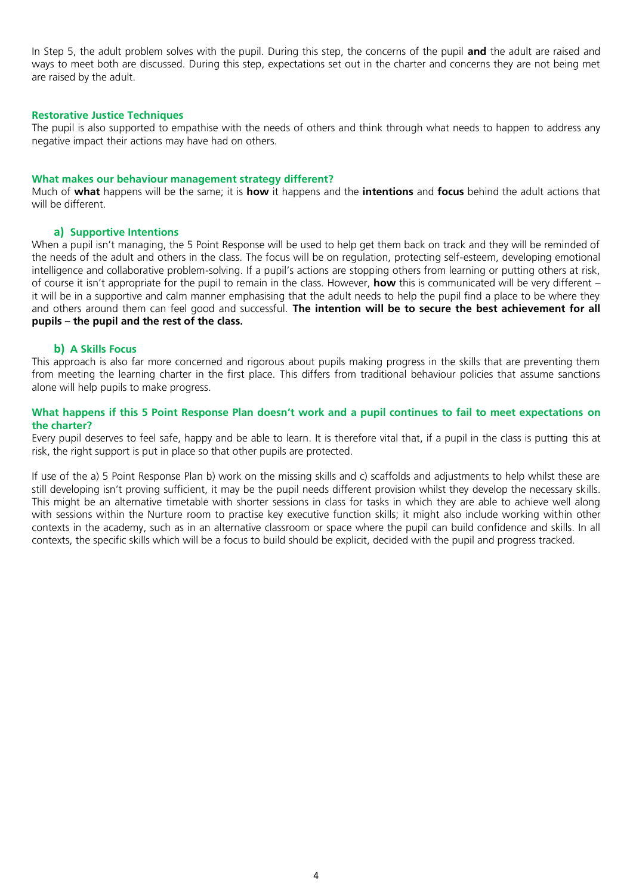In Step 5, the adult problem solves with the pupil. During this step, the concerns of the pupil **and** the adult are raised and ways to meet both are discussed. During this step, expectations set out in the charter and concerns they are not being met are raised by the adult.

### Restorative Justice Techniques

The pupil is also supported to empathise with the needs of others and think through what needs to happen to address any negative impact their actions may have had on others.

### What makes our behaviour management strategy different?

Much of **what** happens will be the same; it is **how** it happens and the **intentions** and **focus** behind the adult actions that will be different.

#### a) Supportive Intentions

When a pupil isn't managing, the 5 Point Response will be used to help get them back on track and they will be reminded of the needs of the adult and others in the class. The focus will be on regulation, protecting self-esteem, developing emotional intelligence and collaborative problem-solving. If a pupil's actions are stopping others from learning or putting others at risk, of course it isn't appropriate for the pupil to remain in the class. However, **how** this is communicated will be very different – it will be in a supportive and calm manner emphasising that the adult needs to help the pupil find a place to be where they and others around them can feel good and successful. **The intention will be to secure the best achievement for all pupils – the pupil and the rest of the class.**

#### b) A Skills Focus

This approach is also far more concerned and rigorous about pupils making progress in the skills that are preventing them from meeting the learning charter in the first place. This differs from traditional behaviour policies that assume sanctions alone will help pupils to make progress.

### What happens if this 5 Point Response Plan doesn't work and a pupil continues to fail to meet expectations on the charter?

Every pupil deserves to feel safe, happy and be able to learn. It is therefore vital that, if a pupil in the class is putting this at risk, the right support is put in place so that other pupils are protected.

If use of the a) 5 Point Response Plan b) work on the missing skills and c) scaffolds and adjustments to help whilst these are still developing isn't proving sufficient, it may be the pupil needs different provision whilst they develop the necessary skills. This might be an alternative timetable with shorter sessions in class for tasks in which they are able to achieve well along with sessions within the Nurture room to practise key executive function skills; it might also include working within other contexts in the academy, such as in an alternative classroom or space where the pupil can build confidence and skills. In all contexts, the specific skills which will be a focus to build should be explicit, decided with the pupil and progress tracked.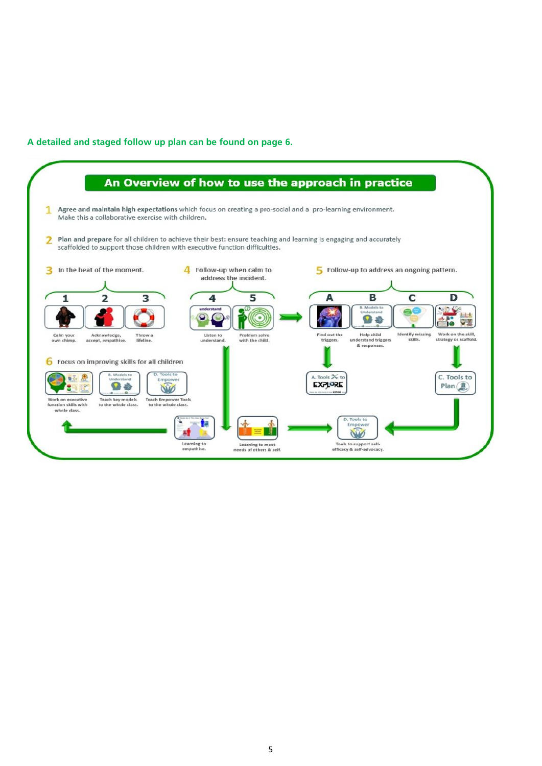A detailed and staged follow up plan can be found on page 6.

## An Overview of how to use the approach in practice

1. **Agree and maintain high expectations** which focus on creating a pro-social and a pro-learning environment. Make this a collaborative exercise with children.

2. **Plan and prepare** for all children to achieve their best: ensure teaching and learning is engaging and accurately scaffolded to support those children with executive function difficulties.

3. In the heat of the moment.
   1. Calm your own chimp.
   2. Acknowledge, accept, empathise.
   3. Throw a lifeline.

4. Follow-up when calm to address the incident.
   4. Listen to understand.
   5. Problem solve with the child.

5. Follow-up to address an ongoing pattern.
   - A. Find out the triggers. → A. Tools to EXPLORE
   - B. Help child understand triggers & responses. (B. Models to Understand)
   - C. Identify missing skills.
   - D. Work on the skill, strategy or scaffold. → C. Tools to Plan

6. Focus on improving skills for all children
   - Work on executive function skills with whole class.
   - Teach key models to the whole class. (B. Models to Understand)
   - Teach Empower Tools to the whole class. (D. Tools to Empower)
   - Learning to empathise.
   - Learning to meet needs of others & self.
   - Tools to support self-efficacy & self-advocacy. (D. Tools to Empower)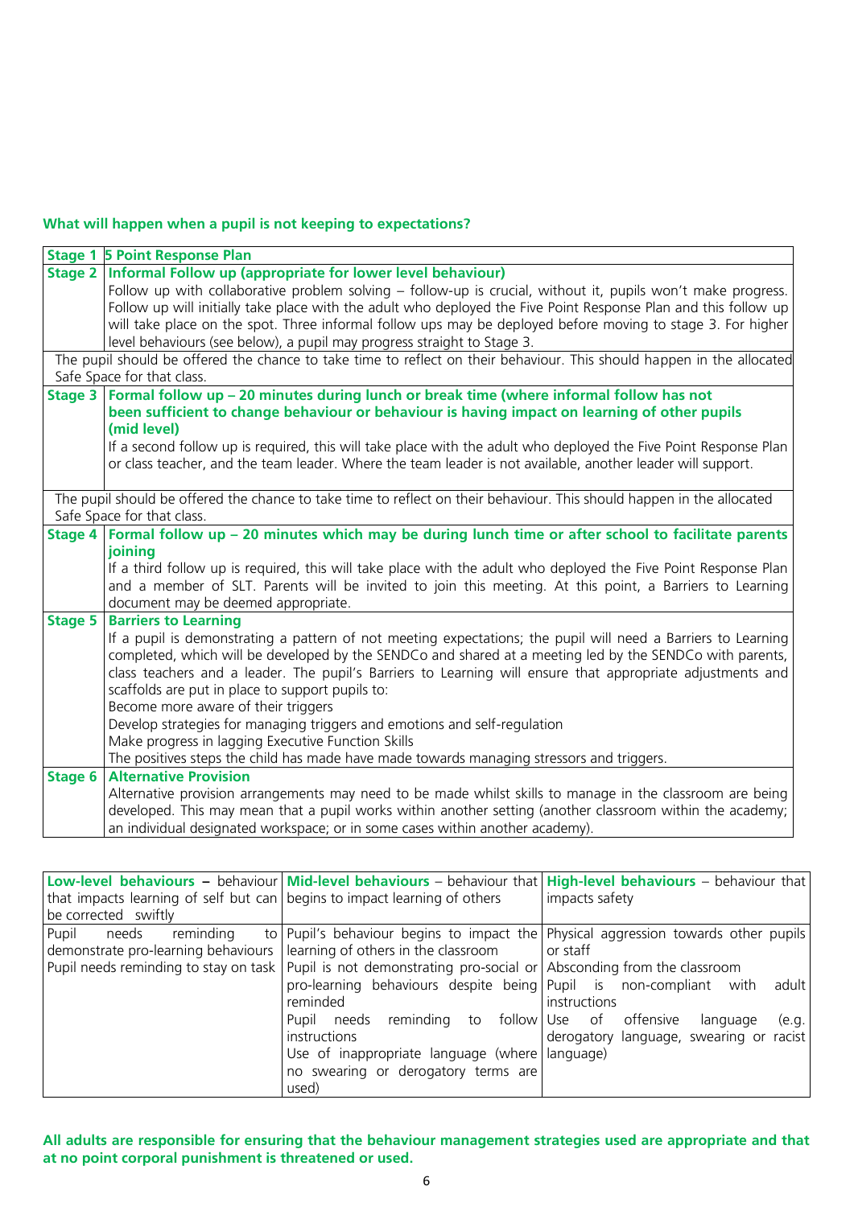**What will happen when a pupil is not keeping to expectations?**

| Stage | Description |
|---|---|
| **Stage 1** | **5 Point Response Plan** |
| **Stage 2** | **Informal Follow up (appropriate for lower level behaviour)**<br>Follow up with collaborative problem solving – follow-up is crucial, without it, pupils won't make progress. Follow up will initially take place with the adult who deployed the Five Point Response Plan and this follow up will take place on the spot. Three informal follow ups may be deployed before moving to stage 3. For higher level behaviours (see below), a pupil may progress straight to Stage 3. |
| The pupil should be offered the chance to take time to reflect on their behaviour. This should happen in the allocated Safe Space for that class. | |
| **Stage 3** | **Formal follow up – 20 minutes during lunch or break time (where informal follow has not been sufficient to change behaviour or behaviour is having impact on learning of other pupils (mid level)**<br>If a second follow up is required, this will take place with the adult who deployed the Five Point Response Plan or class teacher, and the team leader. Where the team leader is not available, another leader will support. |
| The pupil should be offered the chance to take time to reflect on their behaviour. This should happen in the allocated Safe Space for that class. | |
| **Stage 4** | **Formal follow up – 20 minutes which may be during lunch time or after school to facilitate parents joining**<br>If a third follow up is required, this will take place with the adult who deployed the Five Point Response Plan and a member of SLT. Parents will be invited to join this meeting. At this point, a Barriers to Learning document may be deemed appropriate. |
| **Stage 5** | **Barriers to Learning**<br>If a pupil is demonstrating a pattern of not meeting expectations; the pupil will need a Barriers to Learning completed, which will be developed by the SENDCo and shared at a meeting led by the SENDCo with parents, class teachers and a leader. The pupil's Barriers to Learning will ensure that appropriate adjustments and scaffolds are put in place to support pupils to:<br>Become more aware of their triggers<br>Develop strategies for managing triggers and emotions and self-regulation<br>Make progress in lagging Executive Function Skills<br>The positives steps the child has made have made towards managing stressors and triggers. |
| **Stage 6** | **Alternative Provision**<br>Alternative provision arrangements may need to be made whilst skills to manage in the classroom are being developed. This may mean that a pupil works within another setting (another classroom within the academy; an individual designated workspace; or in some cases within another academy). |

| **Low-level behaviours** – behaviour that impacts learning of self but can be corrected swiftly | **Mid-level behaviours** – behaviour that begins to impact learning of others | **High-level behaviours** – behaviour that impacts safety |
|---|---|---|
| Pupil needs reminding to demonstrate pro-learning behaviours<br>Pupil needs reminding to stay on task | Pupil's behaviour begins to impact the learning of others in the classroom<br>Pupil is not demonstrating pro-social or pro-learning behaviours despite being reminded<br>Pupil needs reminding to follow instructions<br>Use of inappropriate language (where no swearing or derogatory terms are used) | Physical aggression towards other pupils or staff<br>Absconding from the classroom<br>Pupil is non-compliant with adult instructions<br>Use of offensive language (e.g. derogatory language, swearing or racist language) |

**All adults are responsible for ensuring that the behaviour management strategies used are appropriate and that at no point corporal punishment is threatened or used.**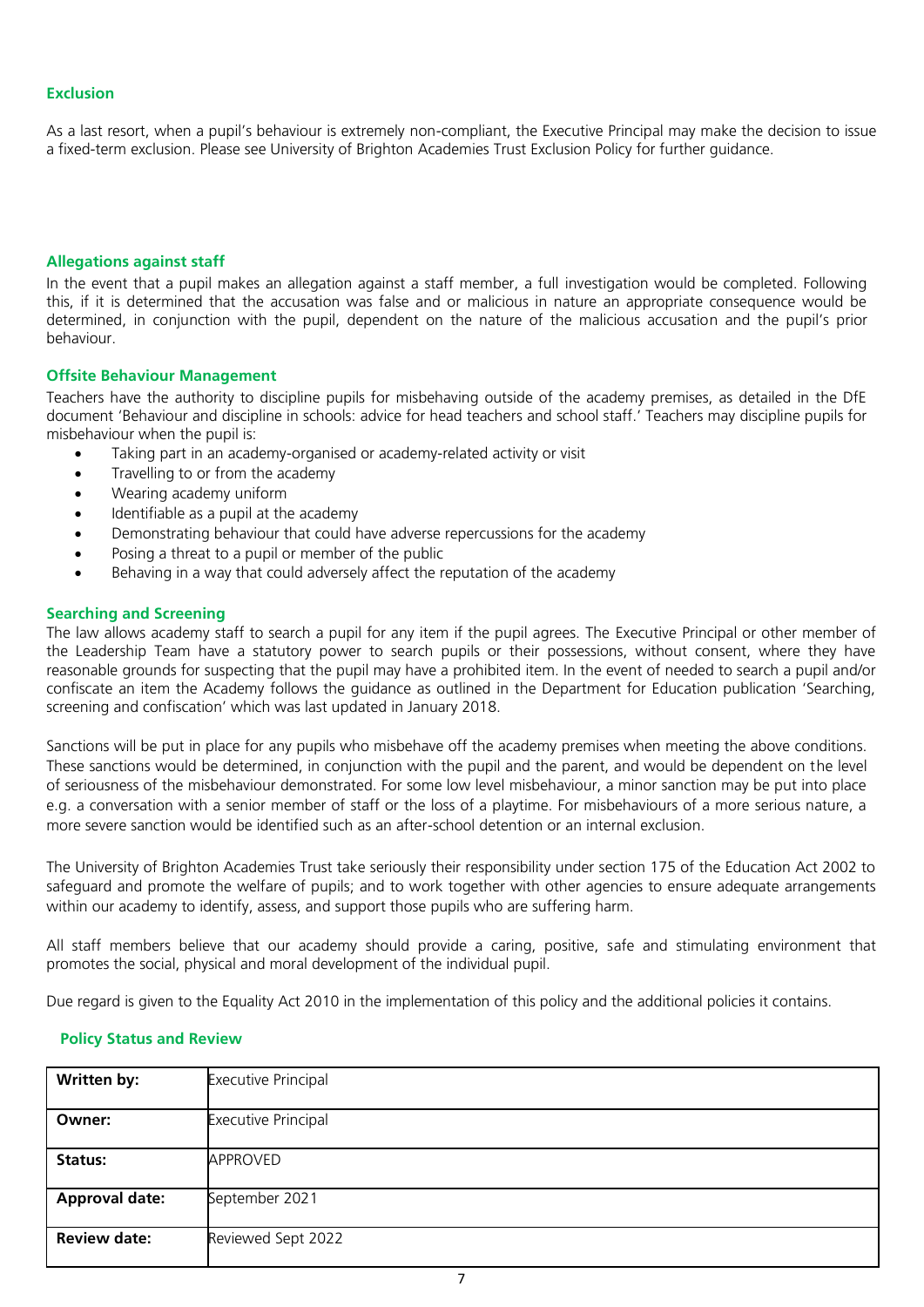## Exclusion

As a last resort, when a pupil's behaviour is extremely non-compliant, the Executive Principal may make the decision to issue a fixed-term exclusion. Please see University of Brighton Academies Trust Exclusion Policy for further guidance.

## Allegations against staff

In the event that a pupil makes an allegation against a staff member, a full investigation would be completed. Following this, if it is determined that the accusation was false and or malicious in nature an appropriate consequence would be determined, in conjunction with the pupil, dependent on the nature of the malicious accusation and the pupil's prior behaviour.

## Offsite Behaviour Management

Teachers have the authority to discipline pupils for misbehaving outside of the academy premises, as detailed in the DfE document 'Behaviour and discipline in schools: advice for head teachers and school staff.' Teachers may discipline pupils for misbehaviour when the pupil is:

- Taking part in an academy-organised or academy-related activity or visit
- Travelling to or from the academy
- Wearing academy uniform
- Identifiable as a pupil at the academy
- Demonstrating behaviour that could have adverse repercussions for the academy
- Posing a threat to a pupil or member of the public
- Behaving in a way that could adversely affect the reputation of the academy

## Searching and Screening

The law allows academy staff to search a pupil for any item if the pupil agrees. The Executive Principal or other member of the Leadership Team have a statutory power to search pupils or their possessions, without consent, where they have reasonable grounds for suspecting that the pupil may have a prohibited item. In the event of needed to search a pupil and/or confiscate an item the Academy follows the guidance as outlined in the Department for Education publication 'Searching, screening and confiscation' which was last updated in January 2018.

Sanctions will be put in place for any pupils who misbehave off the academy premises when meeting the above conditions. These sanctions would be determined, in conjunction with the pupil and the parent, and would be dependent on the level of seriousness of the misbehaviour demonstrated. For some low level misbehaviour, a minor sanction may be put into place e.g. a conversation with a senior member of staff or the loss of a playtime. For misbehaviours of a more serious nature, a more severe sanction would be identified such as an after-school detention or an internal exclusion.

The University of Brighton Academies Trust take seriously their responsibility under section 175 of the Education Act 2002 to safeguard and promote the welfare of pupils; and to work together with other agencies to ensure adequate arrangements within our academy to identify, assess, and support those pupils who are suffering harm.

All staff members believe that our academy should provide a caring, positive, safe and stimulating environment that promotes the social, physical and moral development of the individual pupil.

Due regard is given to the Equality Act 2010 in the implementation of this policy and the additional policies it contains.

## Policy Status and Review

| | |
|---|---|
| **Written by:** | Executive Principal |
| **Owner:** | Executive Principal |
| **Status:** | APPROVED |
| **Approval date:** | September 2021 |
| **Review date:** | Reviewed Sept 2022 |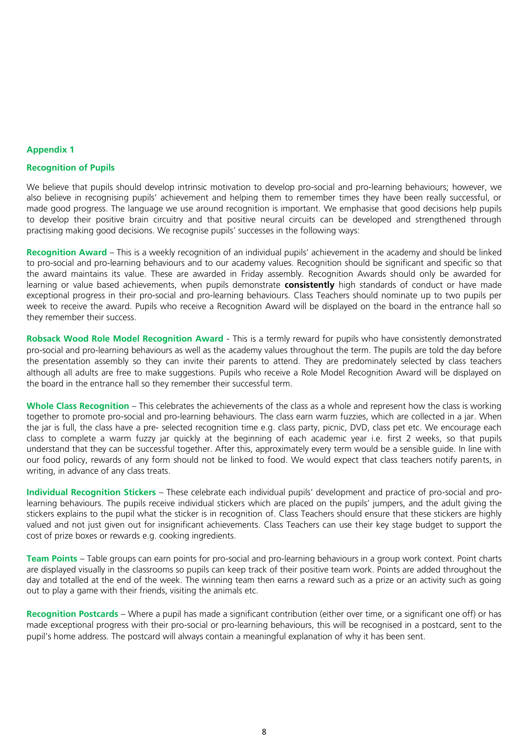## Appendix 1

### Recognition of Pupils

We believe that pupils should develop intrinsic motivation to develop pro-social and pro-learning behaviours; however, we also believe in recognising pupils' achievement and helping them to remember times they have been really successful, or made good progress. The language we use around recognition is important. We emphasise that good decisions help pupils to develop their positive brain circuitry and that positive neural circuits can be developed and strengthened through practising making good decisions. We recognise pupils' successes in the following ways:

**Recognition Award** – This is a weekly recognition of an individual pupils' achievement in the academy and should be linked to pro-social and pro-learning behaviours and to our academy values. Recognition should be significant and specific so that the award maintains its value. These are awarded in Friday assembly. Recognition Awards should only be awarded for learning or value based achievements, when pupils demonstrate **consistently** high standards of conduct or have made exceptional progress in their pro-social and pro-learning behaviours. Class Teachers should nominate up to two pupils per week to receive the award. Pupils who receive a Recognition Award will be displayed on the board in the entrance hall so they remember their success.

**Robsack Wood Role Model Recognition Award** - This is a termly reward for pupils who have consistently demonstrated pro-social and pro-learning behaviours as well as the academy values throughout the term. The pupils are told the day before the presentation assembly so they can invite their parents to attend. They are predominately selected by class teachers although all adults are free to make suggestions. Pupils who receive a Role Model Recognition Award will be displayed on the board in the entrance hall so they remember their successful term.

**Whole Class Recognition** – This celebrates the achievements of the class as a whole and represent how the class is working together to promote pro-social and pro-learning behaviours. The class earn warm fuzzies, which are collected in a jar. When the jar is full, the class have a pre- selected recognition time e.g. class party, picnic, DVD, class pet etc. We encourage each class to complete a warm fuzzy jar quickly at the beginning of each academic year i.e. first 2 weeks, so that pupils understand that they can be successful together. After this, approximately every term would be a sensible guide. In line with our food policy, rewards of any form should not be linked to food. We would expect that class teachers notify parents, in writing, in advance of any class treats.

**Individual Recognition Stickers** – These celebrate each individual pupils' development and practice of pro-social and pro-learning behaviours. The pupils receive individual stickers which are placed on the pupils' jumpers, and the adult giving the stickers explains to the pupil what the sticker is in recognition of. Class Teachers should ensure that these stickers are highly valued and not just given out for insignificant achievements. Class Teachers can use their key stage budget to support the cost of prize boxes or rewards e.g. cooking ingredients.

**Team Points** – Table groups can earn points for pro-social and pro-learning behaviours in a group work context. Point charts are displayed visually in the classrooms so pupils can keep track of their positive team work. Points are added throughout the day and totalled at the end of the week. The winning team then earns a reward such as a prize or an activity such as going out to play a game with their friends, visiting the animals etc.

**Recognition Postcards** – Where a pupil has made a significant contribution (either over time, or a significant one off) or has made exceptional progress with their pro-social or pro-learning behaviours, this will be recognised in a postcard, sent to the pupil's home address. The postcard will always contain a meaningful explanation of why it has been sent.